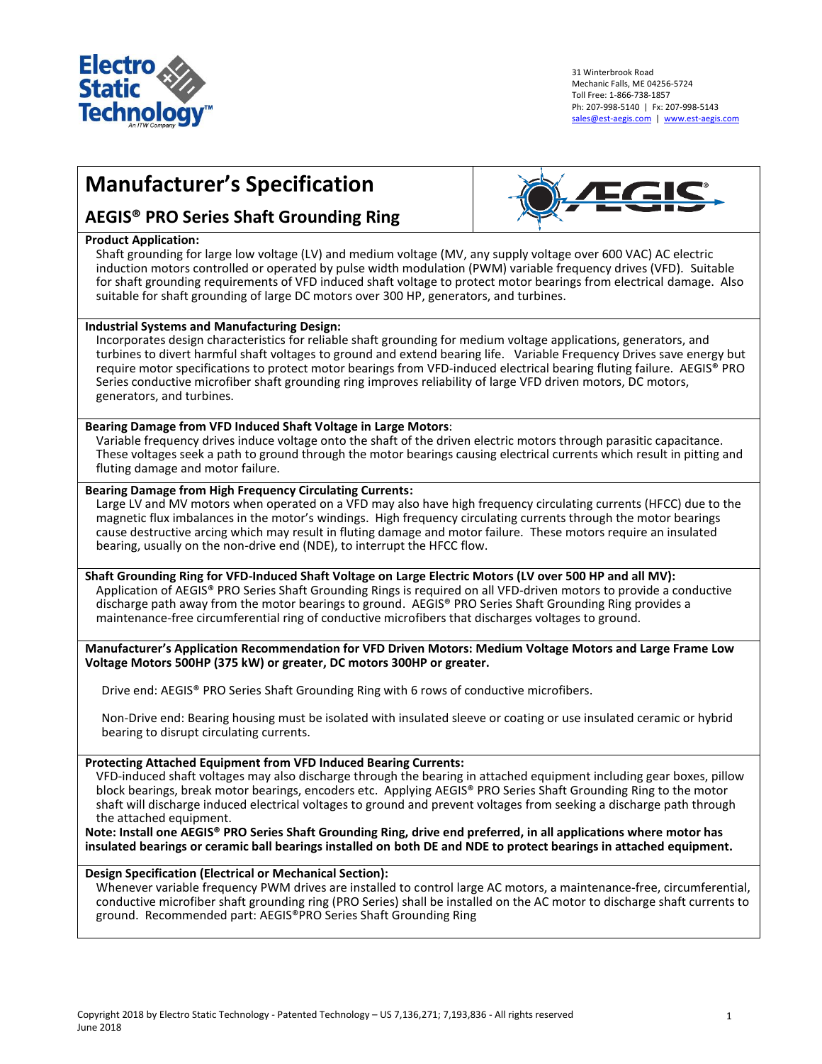Electro Static Technology™
An ITW Company

31 Winterbrook Road
Mechanic Falls, ME 04256-5724
Toll Free: 1-866-738-1857
Ph: 207-998-5140 | Fx: 207-998-5143
sales@est-aegis.com | www.est-aegis.com

# Manufacturer's Specification

## AEGIS® PRO Series Shaft Grounding Ring

**Product Application:**

Shaft grounding for large low voltage (LV) and medium voltage (MV, any supply voltage over 600 VAC) AC electric induction motors controlled or operated by pulse width modulation (PWM) variable frequency drives (VFD). Suitable for shaft grounding requirements of VFD induced shaft voltage to protect motor bearings from electrical damage. Also suitable for shaft grounding of large DC motors over 300 HP, generators, and turbines.

**Industrial Systems and Manufacturing Design:**

Incorporates design characteristics for reliable shaft grounding for medium voltage applications, generators, and turbines to divert harmful shaft voltages to ground and extend bearing life. Variable Frequency Drives save energy but require motor specifications to protect motor bearings from VFD-induced electrical bearing fluting failure. AEGIS® PRO Series conductive microfiber shaft grounding ring improves reliability of large VFD driven motors, DC motors, generators, and turbines.

**Bearing Damage from VFD Induced Shaft Voltage in Large Motors**:

Variable frequency drives induce voltage onto the shaft of the driven electric motors through parasitic capacitance. These voltages seek a path to ground through the motor bearings causing electrical currents which result in pitting and fluting damage and motor failure.

**Bearing Damage from High Frequency Circulating Currents:**

Large LV and MV motors when operated on a VFD may also have high frequency circulating currents (HFCC) due to the magnetic flux imbalances in the motor's windings. High frequency circulating currents through the motor bearings cause destructive arcing which may result in fluting damage and motor failure. These motors require an insulated bearing, usually on the non-drive end (NDE), to interrupt the HFCC flow.

**Shaft Grounding Ring for VFD-Induced Shaft Voltage on Large Electric Motors (LV over 500 HP and all MV):**

Application of AEGIS® PRO Series Shaft Grounding Rings is required on all VFD-driven motors to provide a conductive discharge path away from the motor bearings to ground. AEGIS® PRO Series Shaft Grounding Ring provides a maintenance-free circumferential ring of conductive microfibers that discharges voltages to ground.

**Manufacturer's Application Recommendation for VFD Driven Motors: Medium Voltage Motors and Large Frame Low Voltage Motors 500HP (375 kW) or greater, DC motors 300HP or greater.**

Drive end: AEGIS® PRO Series Shaft Grounding Ring with 6 rows of conductive microfibers.

Non-Drive end: Bearing housing must be isolated with insulated sleeve or coating or use insulated ceramic or hybrid bearing to disrupt circulating currents.

**Protecting Attached Equipment from VFD Induced Bearing Currents:**

VFD-induced shaft voltages may also discharge through the bearing in attached equipment including gear boxes, pillow block bearings, break motor bearings, encoders etc. Applying AEGIS® PRO Series Shaft Grounding Ring to the motor shaft will discharge induced electrical voltages to ground and prevent voltages from seeking a discharge path through the attached equipment.

**Note: Install one AEGIS® PRO Series Shaft Grounding Ring, drive end preferred, in all applications where motor has insulated bearings or ceramic ball bearings installed on both DE and NDE to protect bearings in attached equipment.**

**Design Specification (Electrical or Mechanical Section):**

Whenever variable frequency PWM drives are installed to control large AC motors, a maintenance-free, circumferential, conductive microfiber shaft grounding ring (PRO Series) shall be installed on the AC motor to discharge shaft currents to ground. Recommended part: AEGIS®PRO Series Shaft Grounding Ring

Copyright 2018 by Electro Static Technology - Patented Technology – US 7,136,271; 7,193,836 - All rights reserved
June 2018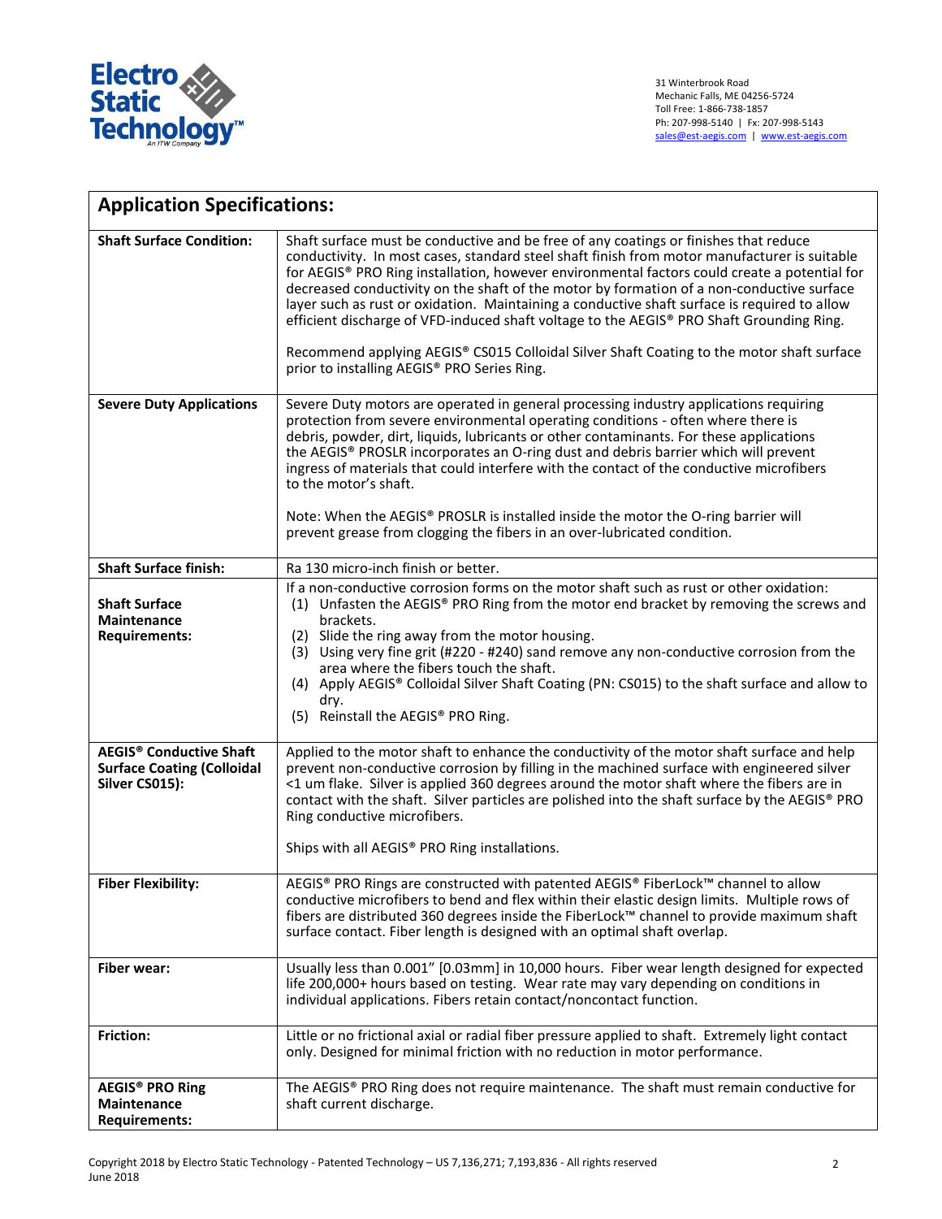**Electro Static Technology** An ITW Company

31 Winterbrook Road
Mechanic Falls, ME 04256-5724
Toll Free: 1-866-738-1857
Ph: 207-998-5140 | Fx: 207-998-5143
sales@est-aegis.com | www.est-aegis.com

## Application Specifications:

| | |
|---|---|
| **Shaft Surface Condition:** | Shaft surface must be conductive and be free of any coatings or finishes that reduce conductivity. In most cases, standard steel shaft finish from motor manufacturer is suitable for AEGIS® PRO Ring installation, however environmental factors could create a potential for decreased conductivity on the shaft of the motor by formation of a non-conductive surface layer such as rust or oxidation. Maintaining a conductive shaft surface is required to allow efficient discharge of VFD-induced shaft voltage to the AEGIS® PRO Shaft Grounding Ring.<br><br>Recommend applying AEGIS® CS015 Colloidal Silver Shaft Coating to the motor shaft surface prior to installing AEGIS® PRO Series Ring. |
| **Severe Duty Applications** | Severe Duty motors are operated in general processing industry applications requiring protection from severe environmental operating conditions - often where there is debris, powder, dirt, liquids, lubricants or other contaminants. For these applications the AEGIS® PROSLR incorporates an O-ring dust and debris barrier which will prevent ingress of materials that could interfere with the contact of the conductive microfibers to the motor's shaft.<br><br>Note: When the AEGIS® PROSLR is installed inside the motor the O-ring barrier will prevent grease from clogging the fibers in an over-lubricated condition. |
| **Shaft Surface finish:** | Ra 130 micro-inch finish or better. |
| **Shaft Surface Maintenance Requirements:** | If a non-conductive corrosion forms on the motor shaft such as rust or other oxidation:<br>(1) Unfasten the AEGIS® PRO Ring from the motor end bracket by removing the screws and brackets.<br>(2) Slide the ring away from the motor housing.<br>(3) Using very fine grit (#220 - #240) sand remove any non-conductive corrosion from the area where the fibers touch the shaft.<br>(4) Apply AEGIS® Colloidal Silver Shaft Coating (PN: CS015) to the shaft surface and allow to dry.<br>(5) Reinstall the AEGIS® PRO Ring. |
| **AEGIS® Conductive Shaft Surface Coating (Colloidal Silver CS015):** | Applied to the motor shaft to enhance the conductivity of the motor shaft surface and help prevent non-conductive corrosion by filling in the machined surface with engineered silver <1 um flake. Silver is applied 360 degrees around the motor shaft where the fibers are in contact with the shaft. Silver particles are polished into the shaft surface by the AEGIS® PRO Ring conductive microfibers.<br><br>Ships with all AEGIS® PRO Ring installations. |
| **Fiber Flexibility:** | AEGIS® PRO Rings are constructed with patented AEGIS® FiberLock™ channel to allow conductive microfibers to bend and flex within their elastic design limits. Multiple rows of fibers are distributed 360 degrees inside the FiberLock™ channel to provide maximum shaft surface contact. Fiber length is designed with an optimal shaft overlap. |
| **Fiber wear:** | Usually less than 0.001" [0.03mm] in 10,000 hours. Fiber wear length designed for expected life 200,000+ hours based on testing. Wear rate may vary depending on conditions in individual applications. Fibers retain contact/noncontact function. |
| **Friction:** | Little or no frictional axial or radial fiber pressure applied to shaft. Extremely light contact only. Designed for minimal friction with no reduction in motor performance. |
| **AEGIS® PRO Ring Maintenance Requirements:** | The AEGIS® PRO Ring does not require maintenance. The shaft must remain conductive for shaft current discharge. |

Copyright 2018 by Electro Static Technology - Patented Technology – US 7,136,271; 7,193,836 - All rights reserved
June 2018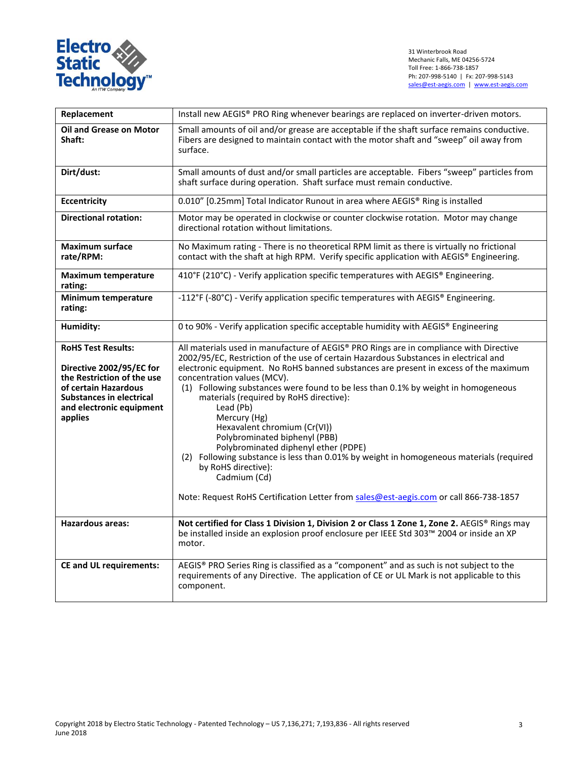| Replacement | Install new AEGIS® PRO Ring whenever bearings are replaced on inverter-driven motors. |
|---|---|
| **Oil and Grease on Motor Shaft:** | Small amounts of oil and/or grease are acceptable if the shaft surface remains conductive. Fibers are designed to maintain contact with the motor shaft and "sweep" oil away from surface. |
| **Dirt/dust:** | Small amounts of dust and/or small particles are acceptable. Fibers "sweep" particles from shaft surface during operation. Shaft surface must remain conductive. |
| **Eccentricity** | 0.010" [0.25mm] Total Indicator Runout in area where AEGIS® Ring is installed |
| **Directional rotation:** | Motor may be operated in clockwise or counter clockwise rotation. Motor may change directional rotation without limitations. |
| **Maximum surface rate/RPM:** | No Maximum rating - There is no theoretical RPM limit as there is virtually no frictional contact with the shaft at high RPM. Verify specific application with AEGIS® Engineering. |
| **Maximum temperature rating:** | 410°F (210°C) - Verify application specific temperatures with AEGIS® Engineering. |
| **Minimum temperature rating:** | -112°F (-80°C) - Verify application specific temperatures with AEGIS® Engineering. |
| **Humidity:** | 0 to 90% - Verify application specific acceptable humidity with AEGIS® Engineering |
| **RoHS Test Results:**<br><br>**Directive 2002/95/EC for the Restriction of the use of certain Hazardous Substances in electrical and electronic equipment applies** | All materials used in manufacture of AEGIS® PRO Rings are in compliance with Directive 2002/95/EC, Restriction of the use of certain Hazardous Substances in electrical and electronic equipment. No RoHS banned substances are present in excess of the maximum concentration values (MCV).<br>(1) Following substances were found to be less than 0.1% by weight in homogeneous materials (required by RoHS directive):<br>Lead (Pb)<br>Mercury (Hg)<br>Hexavalent chromium (Cr(VI))<br>Polybrominated biphenyl (PBB)<br>Polybrominated diphenyl ether (PDPE)<br>(2) Following substance is less than 0.01% by weight in homogeneous materials (required by RoHS directive):<br>Cadmium (Cd)<br><br>Note: Request RoHS Certification Letter from sales@est-aegis.com or call 866-738-1857 |
| **Hazardous areas:** | **Not certified for Class 1 Division 1, Division 2 or Class 1 Zone 1, Zone 2.** AEGIS® Rings may be installed inside an explosion proof enclosure per IEEE Std 303™ 2004 or inside an XP motor. |
| **CE and UL requirements:** | AEGIS® PRO Series Ring is classified as a "component" and as such is not subject to the requirements of any Directive. The application of CE or UL Mark is not applicable to this component. |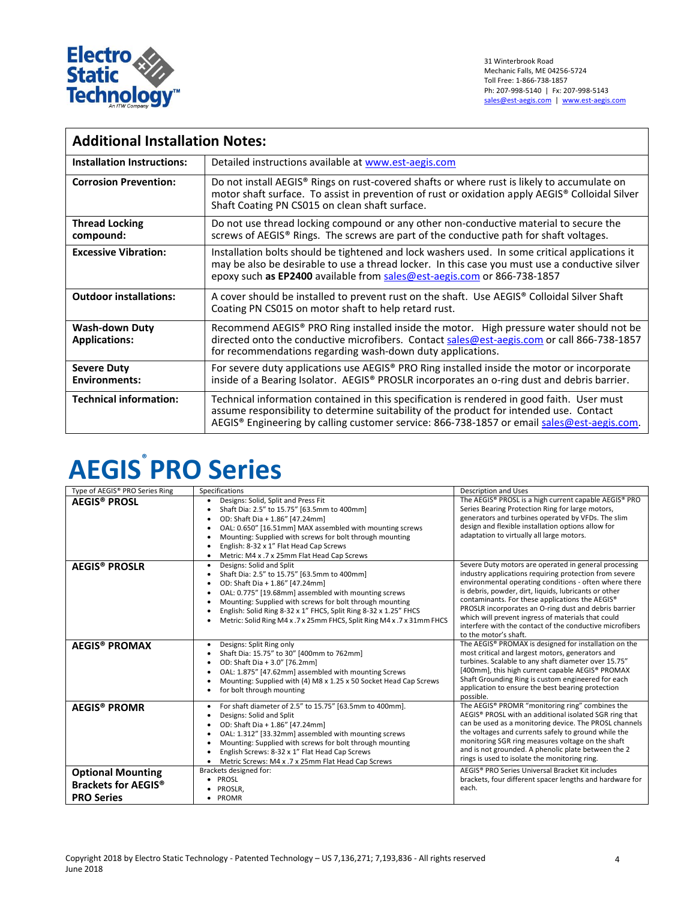Electro Static Technology™
An ITW Company

31 Winterbrook Road
Mechanic Falls, ME 04256-5724
Toll Free: 1-866-738-1857
Ph: 207-998-5140 | Fx: 207-998-5143
sales@est-aegis.com | www.est-aegis.com

| Additional Installation Notes: | |
|---|---|
| **Installation Instructions:** | Detailed instructions available at www.est-aegis.com |
| **Corrosion Prevention:** | Do not install AEGIS® Rings on rust-covered shafts or where rust is likely to accumulate on motor shaft surface. To assist in prevention of rust or oxidation apply AEGIS® Colloidal Silver Shaft Coating PN CS015 on clean shaft surface. |
| **Thread Locking compound:** | Do not use thread locking compound or any other non-conductive material to secure the screws of AEGIS® Rings. The screws are part of the conductive path for shaft voltages. |
| **Excessive Vibration:** | Installation bolts should be tightened and lock washers used. In some critical applications it may be also be desirable to use a thread locker. In this case you must use a conductive silver epoxy such **as EP2400** available from sales@est-aegis.com or 866-738-1857 |
| **Outdoor installations:** | A cover should be installed to prevent rust on the shaft. Use AEGIS® Colloidal Silver Shaft Coating PN CS015 on motor shaft to help retard rust. |
| **Wash-down Duty Applications:** | Recommend AEGIS® PRO Ring installed inside the motor. High pressure water should not be directed onto the conductive microfibers. Contact sales@est-aegis.com or call 866-738-1857 for recommendations regarding wash-down duty applications. |
| **Severe Duty Environments:** | For severe duty applications use AEGIS® PRO Ring installed inside the motor or incorporate inside of a Bearing Isolator. AEGIS® PROSLR incorporates an o-ring dust and debris barrier. |
| **Technical information:** | Technical information contained in this specification is rendered in good faith. User must assume responsibility to determine suitability of the product for intended use. Contact AEGIS® Engineering by calling customer service: 866-738-1857 or email sales@est-aegis.com. |

# AEGIS® PRO Series

| Type of AEGIS® PRO Series Ring | Specifications | Description and Uses |
|---|---|---|
| **AEGIS® PROSL** | • Designs: Solid, Split and Press Fit<br>• Shaft Dia: 2.5" to 15.75" [63.5mm to 400mm]<br>• OD: Shaft Dia + 1.86" [47.24mm]<br>• OAL: 0.650" [16.51mm] MAX assembled with mounting screws<br>• Mounting: Supplied with screws for bolt through mounting<br>• English: 8-32 x 1" Flat Head Cap Screws<br>• Metric: M4 x .7 x 25mm Flat Head Cap Screws | The AEGIS® PROSL is a high current capable AEGIS® PRO Series Bearing Protection Ring for large motors, generators and turbines operated by VFDs. The slim design and flexible installation options allow for adaptation to virtually all large motors. |
| **AEGIS® PROSLR** | • Designs: Solid and Split<br>• Shaft Dia: 2.5" to 15.75" [63.5mm to 400mm]<br>• OD: Shaft Dia + 1.86" [47.24mm]<br>• OAL: 0.775" [19.68mm] assembled with mounting screws<br>• Mounting: Supplied with screws for bolt through mounting<br>• English: Solid Ring 8-32 x 1" FHCS, Split Ring 8-32 x 1.25" FHCS<br>• Metric: Solid Ring M4 x .7 x 25mm FHCS, Split Ring M4 x .7 x 31mm FHCS | Severe Duty motors are operated in general processing industry applications requiring protection from severe environmental operating conditions - often where there is debris, powder, dirt, liquids, lubricants or other contaminants. For these applications the AEGIS® PROSLR incorporates an O-ring dust and debris barrier which will prevent ingress of materials that could interfere with the contact of the conductive microfibers to the motor's shaft. |
| **AEGIS® PROMAX** | • Designs: Split Ring only<br>• Shaft Dia: 15.75" to 30" [400mm to 762mm]<br>• OD: Shaft Dia + 3.0" [76.2mm]<br>• OAL: 1.875" [47.62mm] assembled with mounting Screws<br>• Mounting: Supplied with (4) M8 x 1.25 x 50 Socket Head Cap Screws for bolt through mounting | The AEGIS® PROMAX is designed for installation on the most critical and largest motors, generators and turbines. Scalable to any shaft diameter over 15.75" [400mm], this high current capable AEGIS® PROMAX Shaft Grounding Ring is custom engineered for each application to ensure the best bearing protection possible. |
| **AEGIS® PROMR** | • For shaft diameter of 2.5" to 15.75" [63.5mm to 400mm].<br>• Designs: Solid and Split<br>• OD: Shaft Dia + 1.86" [47.24mm]<br>• OAL: 1.312" [33.32mm] assembled with mounting screws<br>• Mounting: Supplied with screws for bolt through mounting<br>• English Screws: 8-32 x 1" Flat Head Cap Screws<br>• Metric Screws: M4 x .7 x 25mm Flat Head Cap Screws | The AEGIS® PROMR "monitoring ring" combines the AEGIS® PROSL with an additional isolated SGR ring that can be used as a monitoring device. The PROSL channels the voltages and currents safely to ground while the monitoring SGR ring measures voltage on the shaft and is not grounded. A phenolic plate between the 2 rings is used to isolate the monitoring ring. |
| **Optional Mounting Brackets for AEGIS® PRO Series** | Brackets designed for:<br>• PROSL<br>• PROSLR,<br>• PROMR | AEGIS® PRO Series Universal Bracket Kit includes brackets, four different spacer lengths and hardware for each. |

Copyright 2018 by Electro Static Technology - Patented Technology – US 7,136,271; 7,193,836 - All rights reserved
June 2018